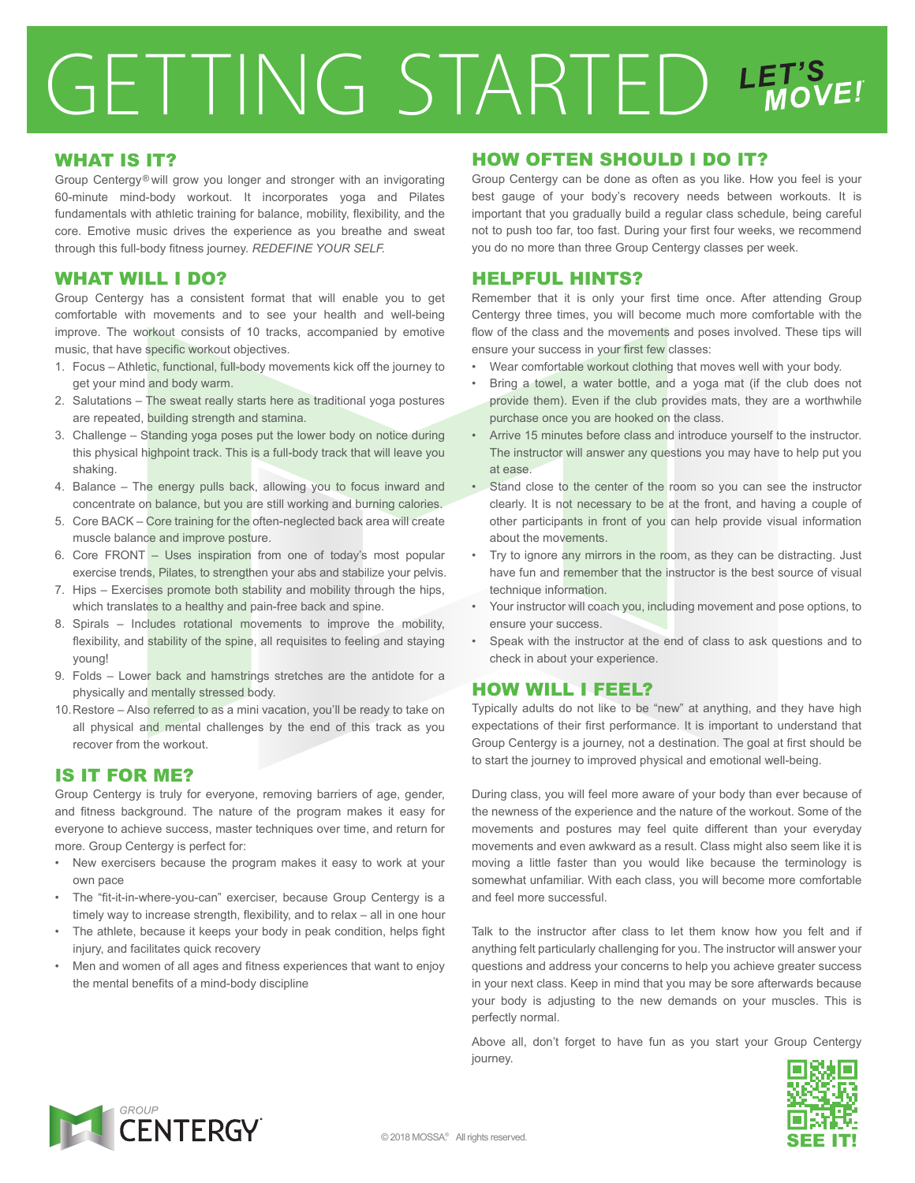# GETTING STARTED

LET'S MOVE!

## WHAT IS IT?

Group Centergy® will grow you longer and stronger with an invigorating 60-minute mind-body workout. It incorporates yoga and Pilates fundamentals with athletic training for balance, mobility, flexibility, and the core. Emotive music drives the experience as you breathe and sweat through this full-body fitness journey. *REDEFINE YOUR SELF.*

## WHAT WILL I DO?

Group Centergy has a consistent format that will enable you to get comfortable with movements and to see your health and well-being improve. The workout consists of 10 tracks, accompanied by emotive music, that have specific workout objectives.

1. Focus – Athletic, functional, full-body movements kick off the journey to get your mind and body warm.
2. Salutations – The sweat really starts here as traditional yoga postures are repeated, building strength and stamina.
3. Challenge – Standing yoga poses put the lower body on notice during this physical highpoint track. This is a full-body track that will leave you shaking.
4. Balance – The energy pulls back, allowing you to focus inward and concentrate on balance, but you are still working and burning calories.
5. Core BACK – Core training for the often-neglected back area will create muscle balance and improve posture.
6. Core FRONT – Uses inspiration from one of today's most popular exercise trends, Pilates, to strengthen your abs and stabilize your pelvis.
7. Hips – Exercises promote both stability and mobility through the hips, which translates to a healthy and pain-free back and spine.
8. Spirals – Includes rotational movements to improve the mobility, flexibility, and stability of the spine, all requisites to feeling and staying young!
9. Folds – Lower back and hamstrings stretches are the antidote for a physically and mentally stressed body.
10. Restore – Also referred to as a mini vacation, you'll be ready to take on all physical and mental challenges by the end of this track as you recover from the workout.

## IS IT FOR ME?

Group Centergy is truly for everyone, removing barriers of age, gender, and fitness background. The nature of the program makes it easy for everyone to achieve success, master techniques over time, and return for more. Group Centergy is perfect for:

- New exercisers because the program makes it easy to work at your own pace
- The "fit-it-in-where-you-can" exerciser, because Group Centergy is a timely way to increase strength, flexibility, and to relax – all in one hour
- The athlete, because it keeps your body in peak condition, helps fight injury, and facilitates quick recovery
- Men and women of all ages and fitness experiences that want to enjoy the mental benefits of a mind-body discipline

## HOW OFTEN SHOULD I DO IT?

Group Centergy can be done as often as you like. How you feel is your best gauge of your body's recovery needs between workouts. It is important that you gradually build a regular class schedule, being careful not to push too far, too fast. During your first four weeks, we recommend you do no more than three Group Centergy classes per week.

## HELPFUL HINTS?

Remember that it is only your first time once. After attending Group Centergy three times, you will become much more comfortable with the flow of the class and the movements and poses involved. These tips will ensure your success in your first few classes:

- Wear comfortable workout clothing that moves well with your body.
- Bring a towel, a water bottle, and a yoga mat (if the club does not provide them). Even if the club provides mats, they are a worthwhile purchase once you are hooked on the class.
- Arrive 15 minutes before class and introduce yourself to the instructor. The instructor will answer any questions you may have to help put you at ease.
- Stand close to the center of the room so you can see the instructor clearly. It is not necessary to be at the front, and having a couple of other participants in front of you can help provide visual information about the movements.
- Try to ignore any mirrors in the room, as they can be distracting. Just have fun and remember that the instructor is the best source of visual technique information.
- Your instructor will coach you, including movement and pose options, to ensure your success.
- Speak with the instructor at the end of class to ask questions and to check in about your experience.

## HOW WILL I FEEL?

Typically adults do not like to be "new" at anything, and they have high expectations of their first performance. It is important to understand that Group Centergy is a journey, not a destination. The goal at first should be to start the journey to improved physical and emotional well-being.

During class, you will feel more aware of your body than ever because of the newness of the experience and the nature of the workout. Some of the movements and postures may feel quite different than your everyday movements and even awkward as a result. Class might also seem like it is moving a little faster than you would like because the terminology is somewhat unfamiliar. With each class, you will become more comfortable and feel more successful.

Talk to the instructor after class to let them know how you felt and if anything felt particularly challenging for you. The instructor will answer your questions and address your concerns to help you achieve greater success in your next class. Keep in mind that you may be sore afterwards because your body is adjusting to the new demands on your muscles. This is perfectly normal.

Above all, don't forget to have fun as you start your Group Centergy journey.

SEE IT!

GROUP CENTERGY

© 2018 MOSSA® All rights reserved.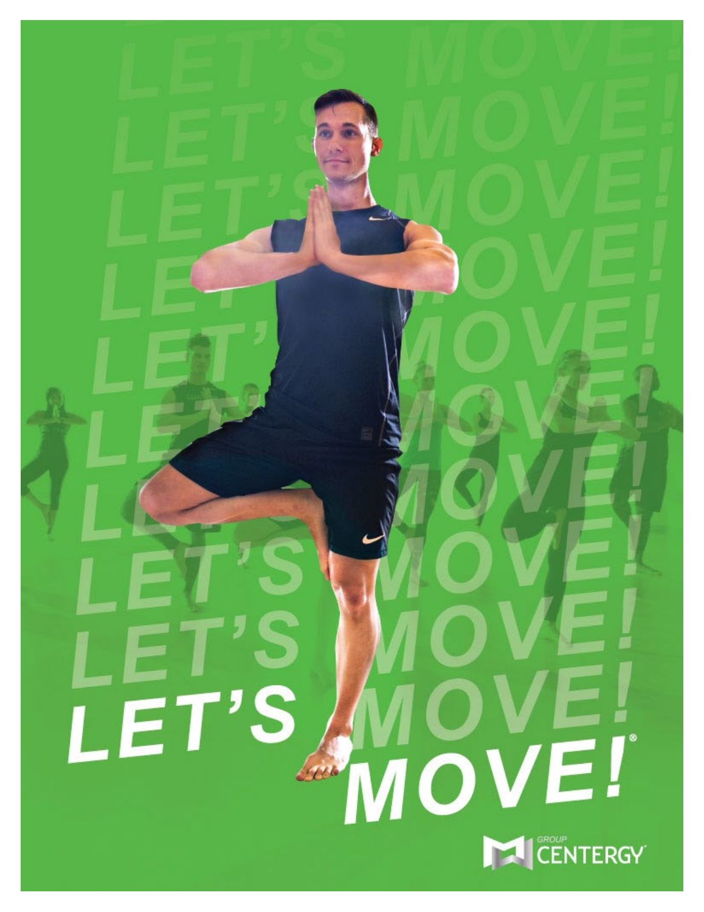LET'S MOVE!®

GROUP CENTERGY®